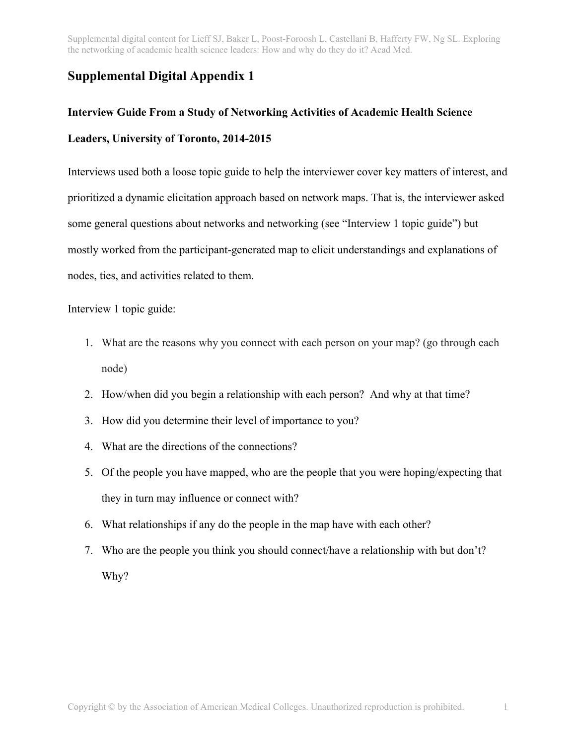# Supplemental Digital Appendix 1

**Interview Guide From a Study of Networking Activities of Academic Health Science Leaders, University of Toronto, 2014-2015**

Interviews used both a loose topic guide to help the interviewer cover key matters of interest, and prioritized a dynamic elicitation approach based on network maps. That is, the interviewer asked some general questions about networks and networking (see "Interview 1 topic guide") but mostly worked from the participant-generated map to elicit understandings and explanations of nodes, ties, and activities related to them.

Interview 1 topic guide:

1. What are the reasons why you connect with each person on your map? (go through each node)
2. How/when did you begin a relationship with each person? And why at that time?
3. How did you determine their level of importance to you?
4. What are the directions of the connections?
5. Of the people you have mapped, who are the people that you were hoping/expecting that they in turn may influence or connect with?
6. What relationships if any do the people in the map have with each other?
7. Who are the people you think you should connect/have a relationship with but don't? Why?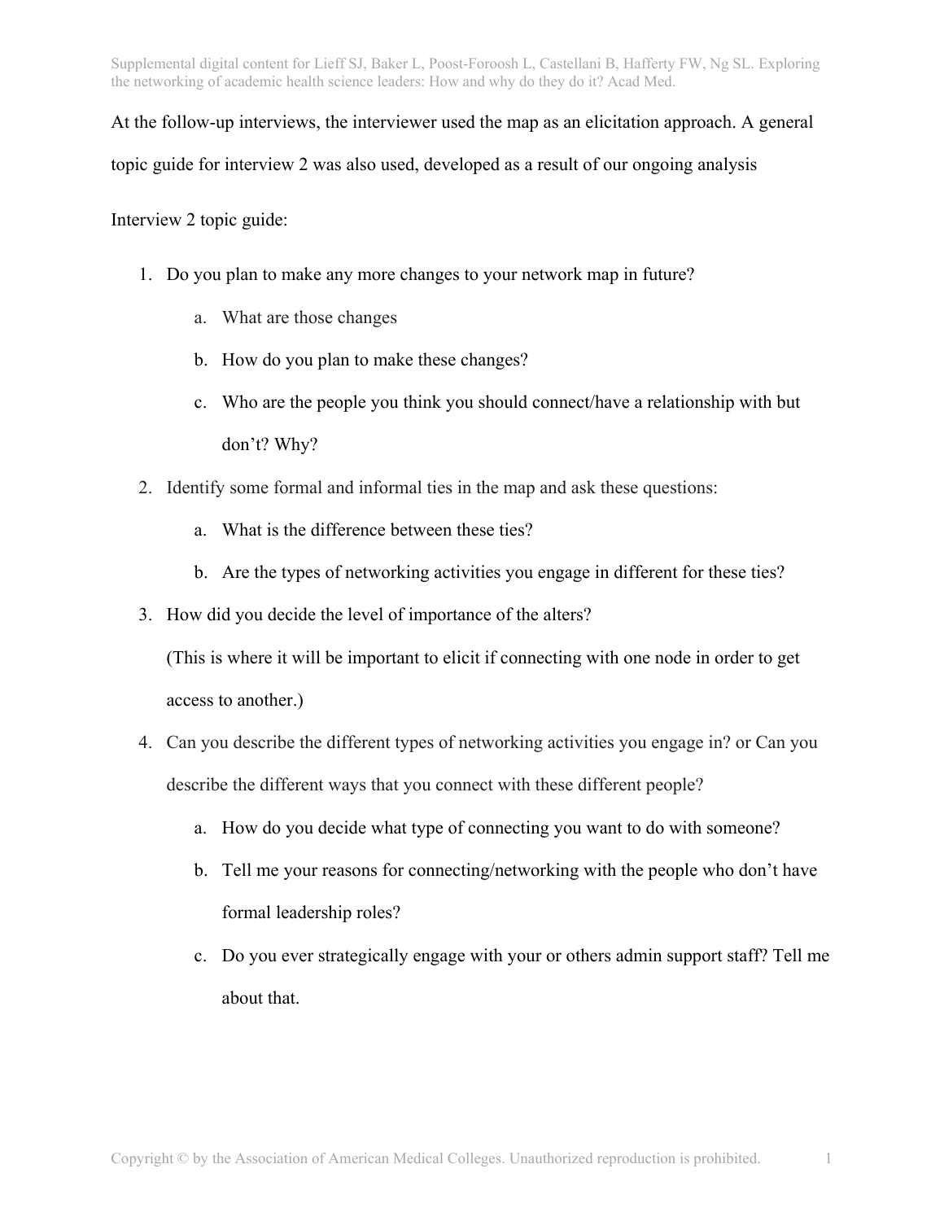At the follow-up interviews, the interviewer used the map as an elicitation approach. A general topic guide for interview 2 was also used, developed as a result of our ongoing analysis

Interview 2 topic guide:

1. Do you plan to make any more changes to your network map in future?
   a. What are those changes
   b. How do you plan to make these changes?
   c. Who are the people you think you should connect/have a relationship with but don't? Why?
2. Identify some formal and informal ties in the map and ask these questions:
   a. What is the difference between these ties?
   b. Are the types of networking activities you engage in different for these ties?
3. How did you decide the level of importance of the alters?

   (This is where it will be important to elicit if connecting with one node in order to get access to another.)
4. Can you describe the different types of networking activities you engage in? or Can you describe the different ways that you connect with these different people?
   a. How do you decide what type of connecting you want to do with someone?
   b. Tell me your reasons for connecting/networking with the people who don't have formal leadership roles?
   c. Do you ever strategically engage with your or others admin support staff? Tell me about that.